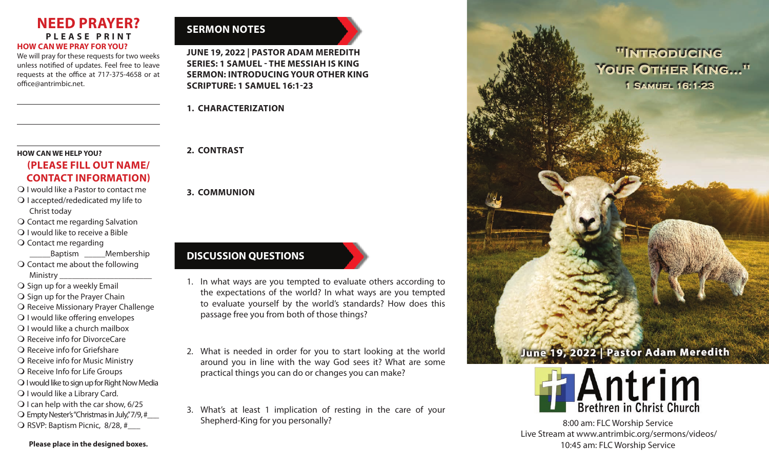# NEED PRAYER?

**PLEASE PRINT**

**HOW CAN WE PRAY FOR YOU?**

We will pray for these requests for two weeks unless notified of updates. Feel free to leave requests at the office at 717-375-4658 or at office@antrimbic.net.

\_\_\_\_\_\_\_\_\_\_\_\_\_\_\_\_\_\_\_\_\_\_\_\_\_\_\_\_\_\_

\_\_\_\_\_\_\_\_\_\_\_\_\_\_\_\_\_\_\_\_\_\_\_\_\_\_\_\_\_\_

\_\_\_\_\_\_\_\_\_\_\_\_\_\_\_\_\_\_\_\_\_\_\_\_\_\_\_\_\_\_

**HOW CAN WE HELP YOU?**

**(PLEASE FILL OUT NAME/ CONTACT INFORMATION)**

- ❍ I would like a Pastor to contact me
- ❍ I accepted/rededicated my life to Christ today
- ❍ Contact me regarding Salvation
- ❍ I would like to receive a Bible
- ❍ Contact me regarding \_\_\_\_\_Baptism \_\_\_\_\_Membership
- ❍ Contact me about the following Ministry \_\_\_\_\_\_\_\_\_\_\_\_\_\_\_\_\_\_\_\_\_
- ❍ Sign up for a weekly Email
- ❍ Sign up for the Prayer Chain
- ❍ Receive Missionary Prayer Challenge
- ❍ I would like offering envelopes
- ❍ I would like a church mailbox
- ❍ Receive info for DivorceCare
- ❍ Receive info for Griefshare
- ❍ Receive info for Music Ministry
- ❍ Receive Info for Life Groups
- ❍ I would like to sign up for Right Now Media
- ❍ I would like a Library Card.
- ❍ I can help with the car show, 6/25
- ❍ Empty Nester's "Christmas in July," 7/9, #\_\_\_
- ❍ RSVP: Baptism Picnic, 8/28, #\_\_\_

**Please place in the designed boxes.**

## SERMON NOTES

**JUNE 19, 2022 | PASTOR ADAM MEREDITH**
**SERIES: 1 SAMUEL - THE MESSIAH IS KING**
**SERMON: INTRODUCING YOUR OTHER KING**
**SCRIPTURE: 1 SAMUEL 16:1-23**

1. **CHARACTERIZATION**

2. **CONTRAST**

3. **COMMUNION**

## DISCUSSION QUESTIONS

1. In what ways are you tempted to evaluate others according to the expectations of the world? In what ways are you tempted to evaluate yourself by the world's standards? How does this passage free you from both of those things?

2. What is needed in order for you to start looking at the world around you in line with the way God sees it? What are some practical things you can do or changes you can make?

3. What's at least 1 implication of resting in the care of your Shepherd-King for you personally?

# "INTRODUCING YOUR OTHER KING..."

**1 SAMUEL 16:1-23**

**June 19, 2022 | Pastor Adam Meredith**

**Antrim**
**Brethren in Christ Church**

8:00 am: FLC Worship Service
Live Stream at www.antrimbic.org/sermons/videos/
10:45 am: FLC Worship Service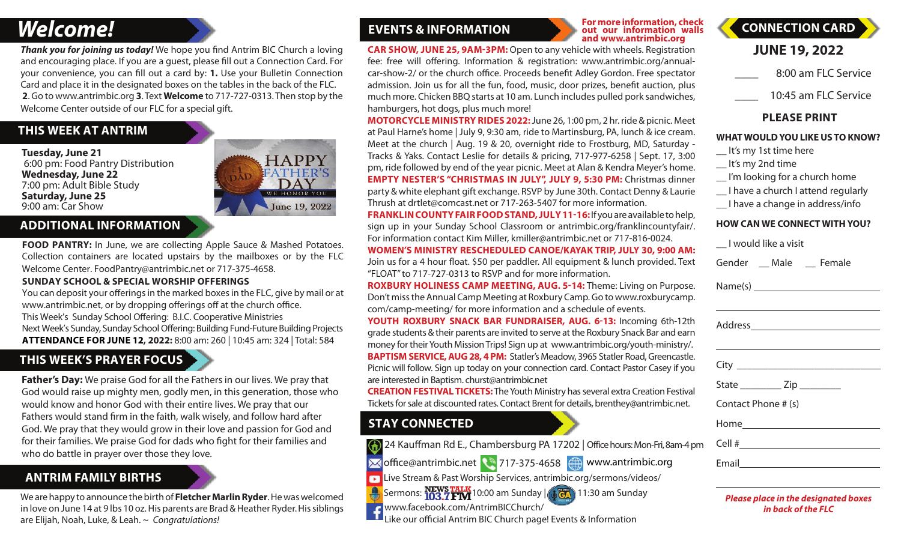# Welcome!

***Thank you for joining us today!*** We hope you find Antrim BIC Church a loving and encouraging place. If you are a guest, please fill out a Connection Card. For your convenience, you can fill out a card by: **1.** Use your Bulletin Connection Card and place it in the designated boxes on the tables in the back of the FLC. **2**. Go to www.antrimbic.org **3**. Text **Welcome** to 717-727-0313. Then stop by the Welcome Center outside of our FLC for a special gift.

## THIS WEEK AT ANTRIM

**Tuesday, June 21**
6:00 pm: Food Pantry Distribution
**Wednesday, June 22**
7:00 pm: Adult Bible Study
**Saturday, June 25**
9:00 am: Car Show

HAPPY FATHER'S DAY
DAD
WE HONOR YOU
June 19, 2022

## ADDITIONAL INFORMATION

**FOOD PANTRY:** In June, we are collecting Apple Sauce & Mashed Potatoes. Collection containers are located upstairs by the mailboxes or by the FLC Welcome Center. FoodPantry@antrimbic.net or 717-375-4658.

**SUNDAY SCHOOL & SPECIAL WORSHIP OFFERINGS**
You can deposit your offerings in the marked boxes in the FLC, give by mail or at www.antrimbic.net, or by dropping offerings off at the church office.
This Week's Sunday School Offering: B.I.C. Cooperative Ministries
Next Week's Sunday, Sunday School Offering: Building Fund-Future Building Projects
**ATTENDANCE FOR JUNE 12, 2022:** 8:00 am: 260 | 10:45 am: 324 | Total: 584

## THIS WEEK'S PRAYER FOCUS

**Father's Day:** We praise God for all the Fathers in our lives. We pray that God would raise up mighty men, godly men, in this generation, those who would know and honor God with their entire lives. We pray that our Fathers would stand firm in the faith, walk wisely, and follow hard after God. We pray that they would grow in their love and passion for God and for their families. We praise God for dads who fight for their families and who do battle in prayer over those they love.

## ANTRIM FAMILY BIRTHS

We are happy to announce the birth of **Fletcher Marlin Ryder**. He was welcomed in love on June 14 at 9 lbs 10 oz. His parents are Brad & Heather Ryder. His siblings are Elijah, Noah, Luke, & Leah. ~ *Congratulations!*

## EVENTS & INFORMATION

**For more information, check out our information walls and www.antrimbic.org**

**CAR SHOW, JUNE 25, 9AM-3PM:** Open to any vehicle with wheels. Registration fee: free will offering. Information & registration: www.antrimbic.org/annual-car-show-2/ or the church office. Proceeds benefit Adley Gordon. Free spectator admission. Join us for all the fun, food, music, door prizes, benefit auction, plus much more. Chicken BBQ starts at 10 am. Lunch includes pulled pork sandwiches, hamburgers, hot dogs, plus much more!

**MOTORCYCLE MINISTRY RIDES 2022:** June 26, 1:00 pm, 2 hr. ride & picnic. Meet at Paul Harne's home | July 9, 9:30 am, ride to Martinsburg, PA, lunch & ice cream. Meet at the church | Aug. 19 & 20, overnight ride to Frostburg, MD, Saturday - Tracks & Yaks. Contact Leslie for details & pricing, 717-977-6258 | Sept. 17, 3:00 pm, ride followed by end of the year picnic. Meet at Alan & Kendra Meyer's home.

**EMPTY NESTER'S "CHRISTMAS IN JULY", JULY 9, 5:30 PM:** Christmas dinner party & white elephant gift exchange. RSVP by June 30th. Contact Denny & Laurie Thrush at drtlet@comcast.net or 717-263-5407 for more information.

**FRANKLIN COUNTY FAIR FOOD STAND, JULY 11-16:** If you are available to help, sign up in your Sunday School Classroom or antrimbic.org/franklincountyfair/. For information contact Kim Miller, kmiller@antrimbic.net or 717-816-0024.

**WOMEN'S MINISTRY RESCHEDULED CANOE/KAYAK TRIP, JULY 30, 9:00 AM:** Join us for a 4 hour float. $50 per paddler. All equipment & lunch provided. Text "FLOAT" to 717-727-0313 to RSVP and for more information.

**ROXBURY HOLINESS CAMP MEETING, AUG. 5-14:** Theme: Living on Purpose. Don't miss the Annual Camp Meeting at Roxbury Camp. Go to www.roxburycamp.com/camp-meeting/ for more information and a schedule of events.

**YOUTH ROXBURY SNACK BAR FUNDRAISER, AUG. 6-13:** Incoming 6th-12th grade students & their parents are invited to serve at the Roxbury Snack Bar and earn money for their Youth Mission Trips! Sign up at www.antrimbic.org/youth-ministry/.

**BAPTISM SERVICE, AUG 28, 4 PM:** Statler's Meadow, 3965 Statler Road, Greencastle. Picnic will follow. Sign up today on your connection card. Contact Pastor Casey if you are interested in Baptism. churst@antrimbic.net

**CREATION FESTIVAL TICKETS:** The Youth Ministry has several extra Creation Festival Tickets for sale at discounted rates. Contact Brent for details, brenthey@antrimbic.net.

## STAY CONNECTED

24 Kauffman Rd E., Chambersburg PA 17202 | Office hours: Mon-Fri, 8am-4 pm
office@antrimbic.net | 717-375-4658 | www.antrimbic.org
Live Stream & Past Worship Services, antrimbic.org/sermons/videos/
Sermons: NEWS TALK 103.7 FM 10:00 am Sunday | WE ARE GA 11:30 am Sunday
www.facebook.com/AntrimBICChurch/
Like our official Antrim BIC Church page! Events & Information

## CONNECTION CARD

### JUNE 19, 2022

____ 8:00 am FLC Service
____ 10:45 am FLC Service

**PLEASE PRINT**

**WHAT WOULD YOU LIKE US TO KNOW?**
__ It's my 1st time here
__ It's my 2nd time
__ I'm looking for a church home
__ I have a church I attend regularly
__ I have a change in address/info

**HOW CAN WE CONNECT WITH YOU?**
__ I would like a visit

Gender __ Male __ Female

Name(s) ____________________

Address ____________________

City ____________________

State ________ Zip ________

Contact Phone # (s)

Home ____________________

Cell # ____________________

Email ____________________

***Please place in the designated boxes in back of the FLC***